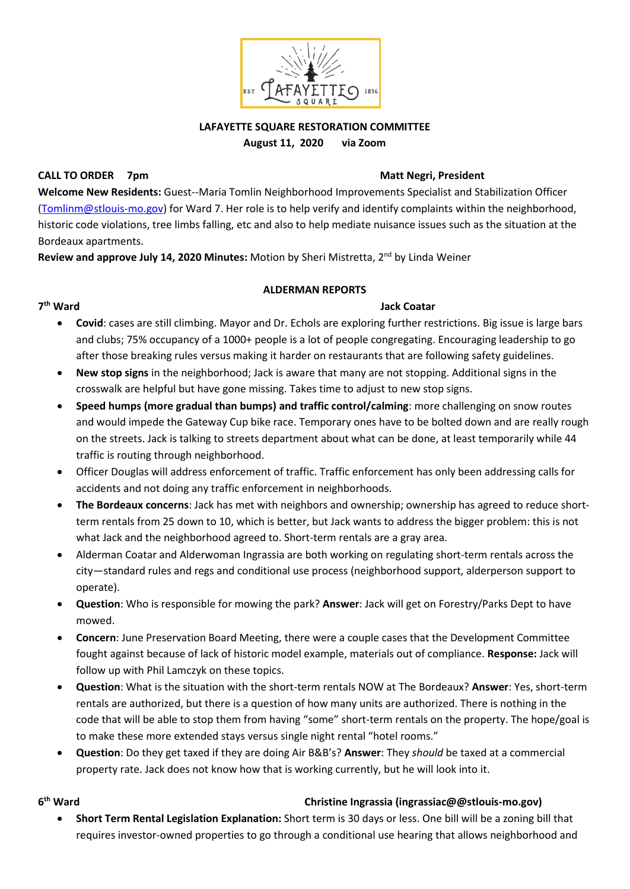**LAFAYETTE SQUARE RESTORATION COMMITTEE**
**August 11, 2020 via Zoom**

**CALL TO ORDER 7pm** **Matt Negri, President**

**Welcome New Residents:** Guest--Maria Tomlin Neighborhood Improvements Specialist and Stabilization Officer (Tomlinm@stlouis-mo.gov) for Ward 7. Her role is to help verify and identify complaints within the neighborhood, historic code violations, tree limbs falling, etc and also to help mediate nuisance issues such as the situation at the Bordeaux apartments.

**Review and approve July 14, 2020 Minutes:** Motion by Sheri Mistretta, 2nd by Linda Weiner

## ALDERMAN REPORTS

**7th Ward** **Jack Coatar**

- **Covid**: cases are still climbing. Mayor and Dr. Echols are exploring further restrictions. Big issue is large bars and clubs; 75% occupancy of a 1000+ people is a lot of people congregating. Encouraging leadership to go after those breaking rules versus making it harder on restaurants that are following safety guidelines.
- **New stop signs** in the neighborhood; Jack is aware that many are not stopping. Additional signs in the crosswalk are helpful but have gone missing. Takes time to adjust to new stop signs.
- **Speed humps (more gradual than bumps) and traffic control/calming**: more challenging on snow routes and would impede the Gateway Cup bike race. Temporary ones have to be bolted down and are really rough on the streets. Jack is talking to streets department about what can be done, at least temporarily while 44 traffic is routing through neighborhood.
- Officer Douglas will address enforcement of traffic. Traffic enforcement has only been addressing calls for accidents and not doing any traffic enforcement in neighborhoods.
- **The Bordeaux concerns**: Jack has met with neighbors and ownership; ownership has agreed to reduce short-term rentals from 25 down to 10, which is better, but Jack wants to address the bigger problem: this is not what Jack and the neighborhood agreed to. Short-term rentals are a gray area.
- Alderman Coatar and Alderwoman Ingrassia are both working on regulating short-term rentals across the city—standard rules and regs and conditional use process (neighborhood support, alderperson support to operate).
- **Question**: Who is responsible for mowing the park? **Answer**: Jack will get on Forestry/Parks Dept to have mowed.
- **Concern**: June Preservation Board Meeting, there were a couple cases that the Development Committee fought against because of lack of historic model example, materials out of compliance. **Response:** Jack will follow up with Phil Lamczyk on these topics.
- **Question**: What is the situation with the short-term rentals NOW at The Bordeaux? **Answer**: Yes, short-term rentals are authorized, but there is a question of how many units are authorized. There is nothing in the code that will be able to stop them from having "some" short-term rentals on the property. The hope/goal is to make these more extended stays versus single night rental "hotel rooms."
- **Question**: Do they get taxed if they are doing Air B&B's? **Answer**: They *should* be taxed at a commercial property rate. Jack does not know how that is working currently, but he will look into it.

**6th Ward** **Christine Ingrassia (ingrassiac@@stlouis-mo.gov)**

- **Short Term Rental Legislation Explanation:** Short term is 30 days or less. One bill will be a zoning bill that requires investor-owned properties to go through a conditional use hearing that allows neighborhood and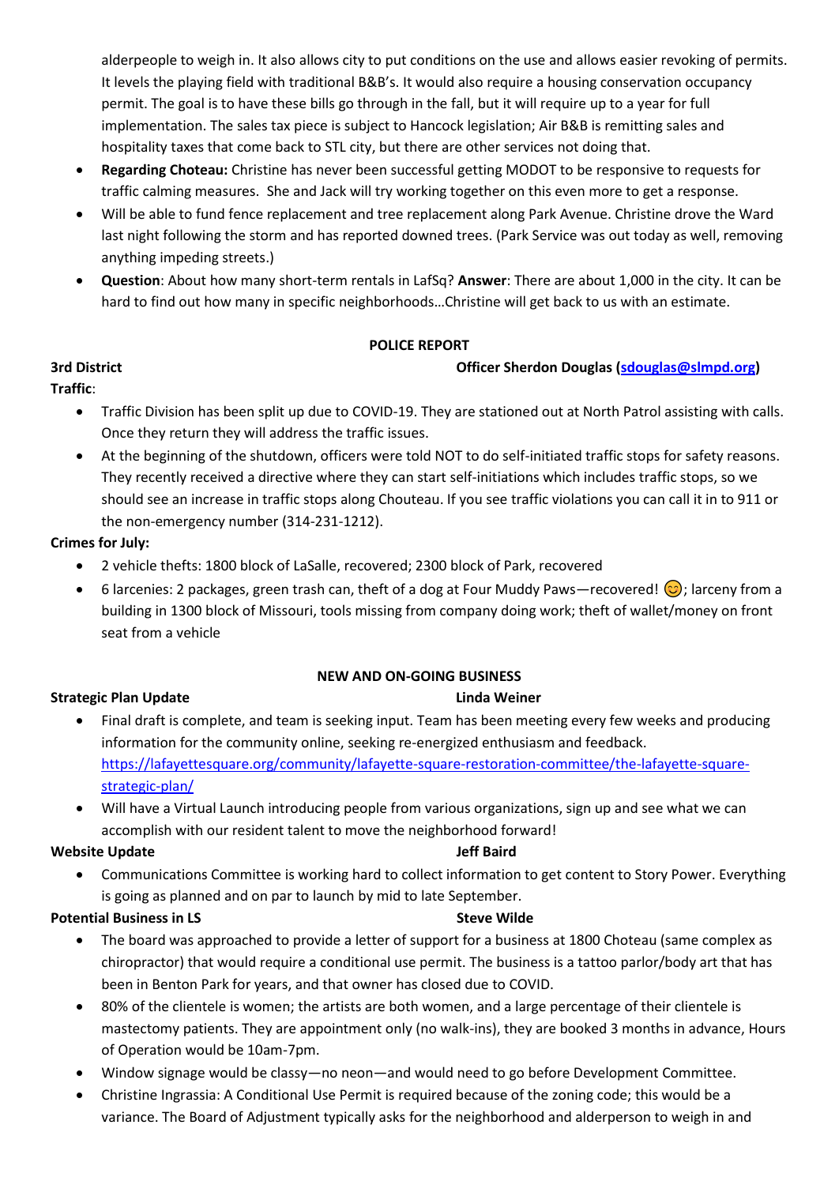alderpeople to weigh in. It also allows city to put conditions on the use and allows easier revoking of permits. It levels the playing field with traditional B&B's. It would also require a housing conservation occupancy permit. The goal is to have these bills go through in the fall, but it will require up to a year for full implementation. The sales tax piece is subject to Hancock legislation; Air B&B is remitting sales and hospitality taxes that come back to STL city, but there are other services not doing that.

- **Regarding Choteau:** Christine has never been successful getting MODOT to be responsive to requests for traffic calming measures. She and Jack will try working together on this even more to get a response.
- Will be able to fund fence replacement and tree replacement along Park Avenue. Christine drove the Ward last night following the storm and has reported downed trees. (Park Service was out today as well, removing anything impeding streets.)
- **Question**: About how many short-term rentals in LafSq? **Answer**: There are about 1,000 in the city. It can be hard to find out how many in specific neighborhoods…Christine will get back to us with an estimate.

## POLICE REPORT

**3rd District** **Officer Sherdon Douglas (sdouglas@slmpd.org)**

**Traffic**:

- Traffic Division has been split up due to COVID-19. They are stationed out at North Patrol assisting with calls. Once they return they will address the traffic issues.
- At the beginning of the shutdown, officers were told NOT to do self-initiated traffic stops for safety reasons. They recently received a directive where they can start self-initiations which includes traffic stops, so we should see an increase in traffic stops along Chouteau. If you see traffic violations you can call it in to 911 or the non-emergency number (314-231-1212).

**Crimes for July:**

- 2 vehicle thefts: 1800 block of LaSalle, recovered; 2300 block of Park, recovered
- 6 larcenies: 2 packages, green trash can, theft of a dog at Four Muddy Paws—recovered! 😊; larceny from a building in 1300 block of Missouri, tools missing from company doing work; theft of wallet/money on front seat from a vehicle

## NEW AND ON-GOING BUSINESS

**Strategic Plan Update** **Linda Weiner**

- Final draft is complete, and team is seeking input. Team has been meeting every few weeks and producing information for the community online, seeking re-energized enthusiasm and feedback. https://lafayettesquare.org/community/lafayette-square-restoration-committee/the-lafayette-square-strategic-plan/
- Will have a Virtual Launch introducing people from various organizations, sign up and see what we can accomplish with our resident talent to move the neighborhood forward!

**Website Update** **Jeff Baird**

- Communications Committee is working hard to collect information to get content to Story Power. Everything is going as planned and on par to launch by mid to late September.

**Potential Business in LS** **Steve Wilde**

- The board was approached to provide a letter of support for a business at 1800 Choteau (same complex as chiropractor) that would require a conditional use permit. The business is a tattoo parlor/body art that has been in Benton Park for years, and that owner has closed due to COVID.
- 80% of the clientele is women; the artists are both women, and a large percentage of their clientele is mastectomy patients. They are appointment only (no walk-ins), they are booked 3 months in advance, Hours of Operation would be 10am-7pm.
- Window signage would be classy—no neon—and would need to go before Development Committee.
- Christine Ingrassia: A Conditional Use Permit is required because of the zoning code; this would be a variance. The Board of Adjustment typically asks for the neighborhood and alderperson to weigh in and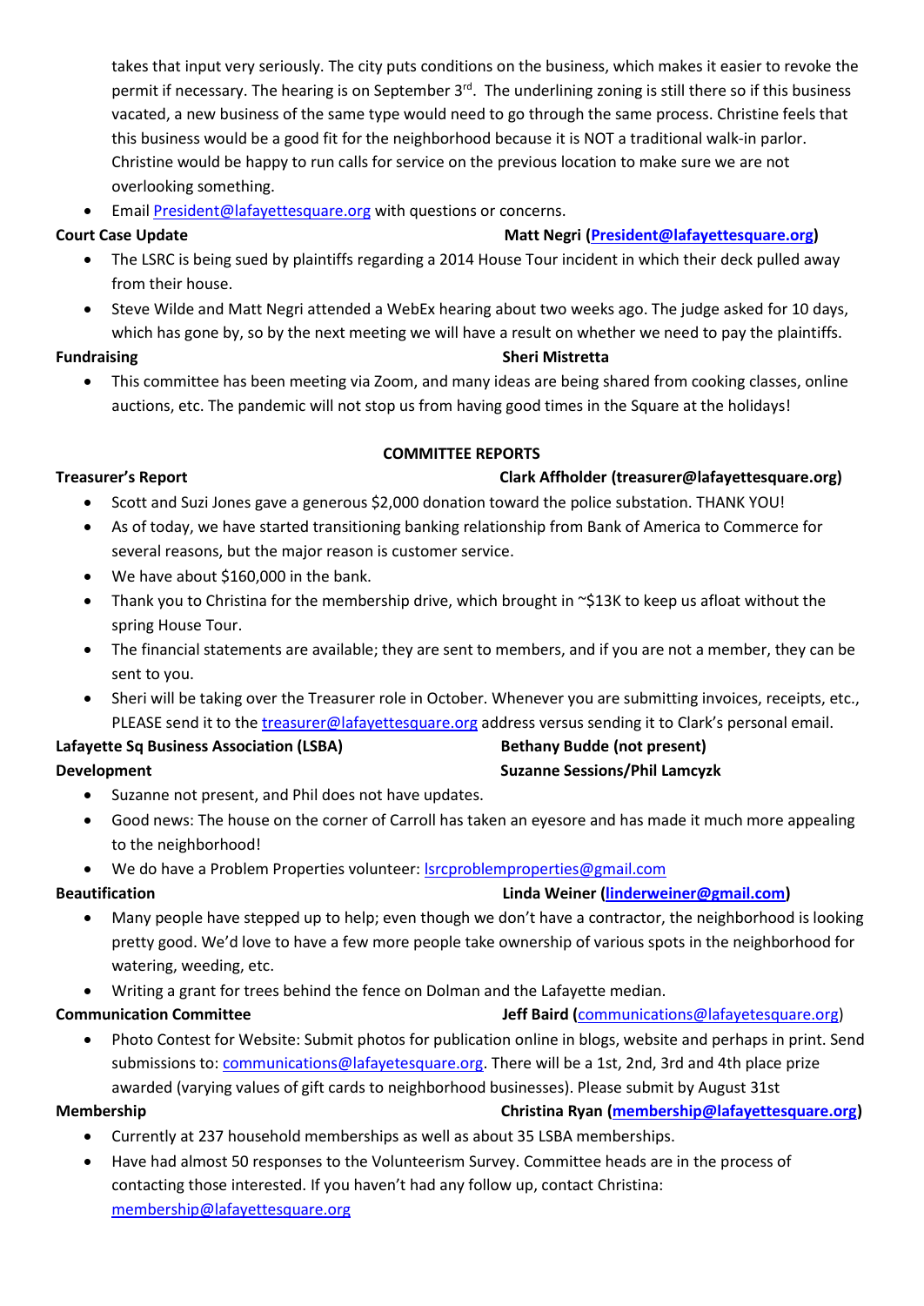takes that input very seriously. The city puts conditions on the business, which makes it easier to revoke the permit if necessary. The hearing is on September 3rd. The underlining zoning is still there so if this business vacated, a new business of the same type would need to go through the same process. Christine feels that this business would be a good fit for the neighborhood because it is NOT a traditional walk-in parlor. Christine would be happy to run calls for service on the previous location to make sure we are not overlooking something.

- Email President@lafayettesquare.org with questions or concerns.

**Court Case Update** **Matt Negri (President@lafayettesquare.org)**

- The LSRC is being sued by plaintiffs regarding a 2014 House Tour incident in which their deck pulled away from their house.
- Steve Wilde and Matt Negri attended a WebEx hearing about two weeks ago. The judge asked for 10 days, which has gone by, so by the next meeting we will have a result on whether we need to pay the plaintiffs.

**Fundraising** **Sheri Mistretta**

- This committee has been meeting via Zoom, and many ideas are being shared from cooking classes, online auctions, etc. The pandemic will not stop us from having good times in the Square at the holidays!

## COMMITTEE REPORTS

**Treasurer's Report** **Clark Affholder (treasurer@lafayettesquare.org)**

- Scott and Suzi Jones gave a generous $2,000 donation toward the police substation. THANK YOU!
- As of today, we have started transitioning banking relationship from Bank of America to Commerce for several reasons, but the major reason is customer service.
- We have about $160,000 in the bank.
- Thank you to Christina for the membership drive, which brought in ~$13K to keep us afloat without the spring House Tour.
- The financial statements are available; they are sent to members, and if you are not a member, they can be sent to you.
- Sheri will be taking over the Treasurer role in October. Whenever you are submitting invoices, receipts, etc., PLEASE send it to the treasurer@lafayettesquare.org address versus sending it to Clark's personal email.

**Lafayette Sq Business Association (LSBA)** **Bethany Budde (not present)**

**Development** **Suzanne Sessions/Phil Lamcyzk**

- Suzanne not present, and Phil does not have updates.
- Good news: The house on the corner of Carroll has taken an eyesore and has made it much more appealing to the neighborhood!
- We do have a Problem Properties volunteer: lsrcproblemproperties@gmail.com

**Beautification** **Linda Weiner (linderweiner@gmail.com)**

- Many people have stepped up to help; even though we don't have a contractor, the neighborhood is looking pretty good. We'd love to have a few more people take ownership of various spots in the neighborhood for watering, weeding, etc.
- Writing a grant for trees behind the fence on Dolman and the Lafayette median.

**Communication Committee** **Jeff Baird (communications@lafayetesquare.org)**

- Photo Contest for Website: Submit photos for publication online in blogs, website and perhaps in print. Send submissions to: communications@lafayetesquare.org. There will be a 1st, 2nd, 3rd and 4th place prize awarded (varying values of gift cards to neighborhood businesses). Please submit by August 31st

**Membership** **Christina Ryan (membership@lafayettesquare.org)**

- Currently at 237 household memberships as well as about 35 LSBA memberships.
- Have had almost 50 responses to the Volunteerism Survey. Committee heads are in the process of contacting those interested. If you haven't had any follow up, contact Christina: membership@lafayettesquare.org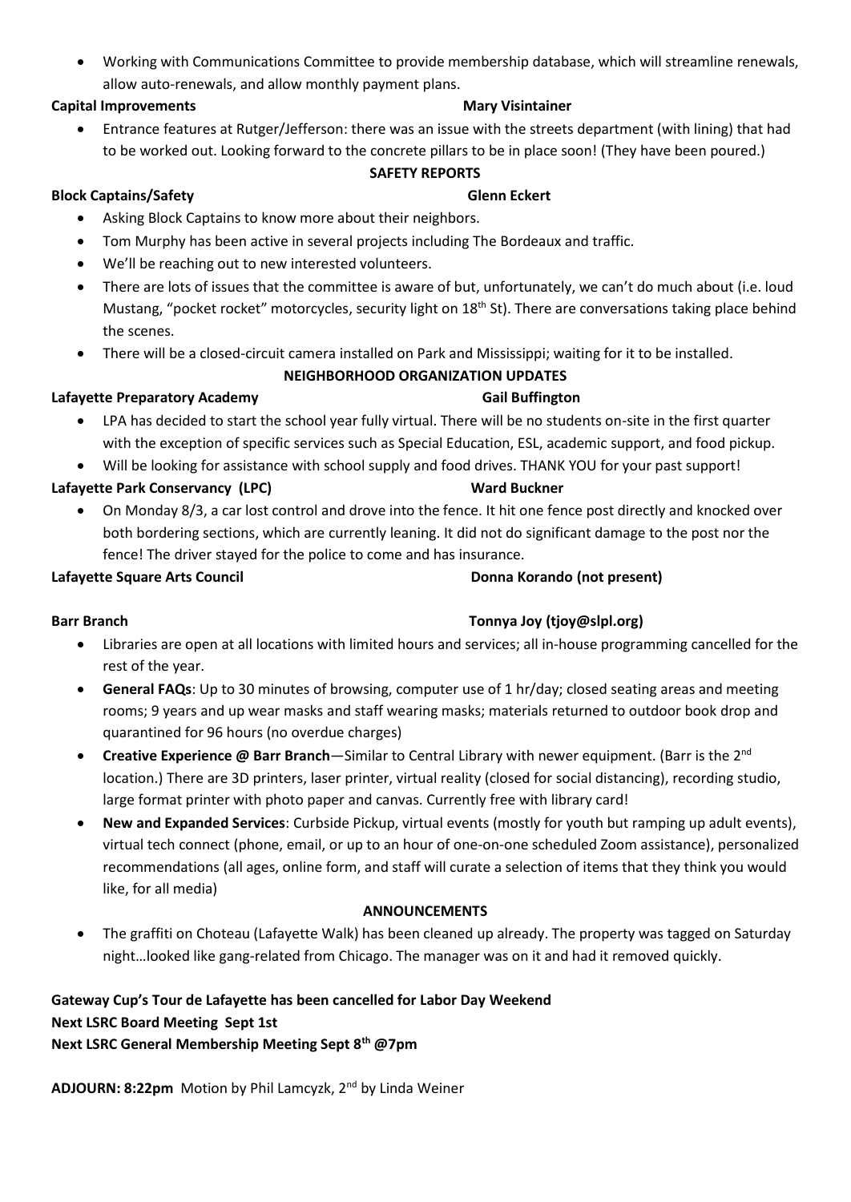- Working with Communications Committee to provide membership database, which will streamline renewals, allow auto-renewals, and allow monthly payment plans.

**Capital Improvements** **Mary Visintainer**

- Entrance features at Rutger/Jefferson: there was an issue with the streets department (with lining) that had to be worked out. Looking forward to the concrete pillars to be in place soon! (They have been poured.)

**SAFETY REPORTS**

**Block Captains/Safety** **Glenn Eckert**

- Asking Block Captains to know more about their neighbors.
- Tom Murphy has been active in several projects including The Bordeaux and traffic.
- We'll be reaching out to new interested volunteers.
- There are lots of issues that the committee is aware of but, unfortunately, we can't do much about (i.e. loud Mustang, "pocket rocket" motorcycles, security light on 18th St). There are conversations taking place behind the scenes.
- There will be a closed-circuit camera installed on Park and Mississippi; waiting for it to be installed.

**NEIGHBORHOOD ORGANIZATION UPDATES**

**Lafayette Preparatory Academy** **Gail Buffington**

- LPA has decided to start the school year fully virtual. There will be no students on-site in the first quarter with the exception of specific services such as Special Education, ESL, academic support, and food pickup.
- Will be looking for assistance with school supply and food drives. THANK YOU for your past support!

**Lafayette Park Conservancy (LPC)** **Ward Buckner**

- On Monday 8/3, a car lost control and drove into the fence. It hit one fence post directly and knocked over both bordering sections, which are currently leaning. It did not do significant damage to the post nor the fence! The driver stayed for the police to come and has insurance.

**Lafayette Square Arts Council** **Donna Korando (not present)**

**Barr Branch** **Tonnya Joy (tjoy@slpl.org)**

- Libraries are open at all locations with limited hours and services; all in-house programming cancelled for the rest of the year.
- **General FAQs**: Up to 30 minutes of browsing, computer use of 1 hr/day; closed seating areas and meeting rooms; 9 years and up wear masks and staff wearing masks; materials returned to outdoor book drop and quarantined for 96 hours (no overdue charges)
- **Creative Experience @ Barr Branch**—Similar to Central Library with newer equipment. (Barr is the 2nd location.) There are 3D printers, laser printer, virtual reality (closed for social distancing), recording studio, large format printer with photo paper and canvas. Currently free with library card!
- **New and Expanded Services**: Curbside Pickup, virtual events (mostly for youth but ramping up adult events), virtual tech connect (phone, email, or up to an hour of one-on-one scheduled Zoom assistance), personalized recommendations (all ages, online form, and staff will curate a selection of items that they think you would like, for all media)

**ANNOUNCEMENTS**

- The graffiti on Choteau (Lafayette Walk) has been cleaned up already. The property was tagged on Saturday night…looked like gang-related from Chicago. The manager was on it and had it removed quickly.

**Gateway Cup's Tour de Lafayette has been cancelled for Labor Day Weekend**
**Next LSRC Board Meeting Sept 1st**
**Next LSRC General Membership Meeting Sept 8th @7pm**

**ADJOURN: 8:22pm** Motion by Phil Lamcyzk, 2nd by Linda Weiner